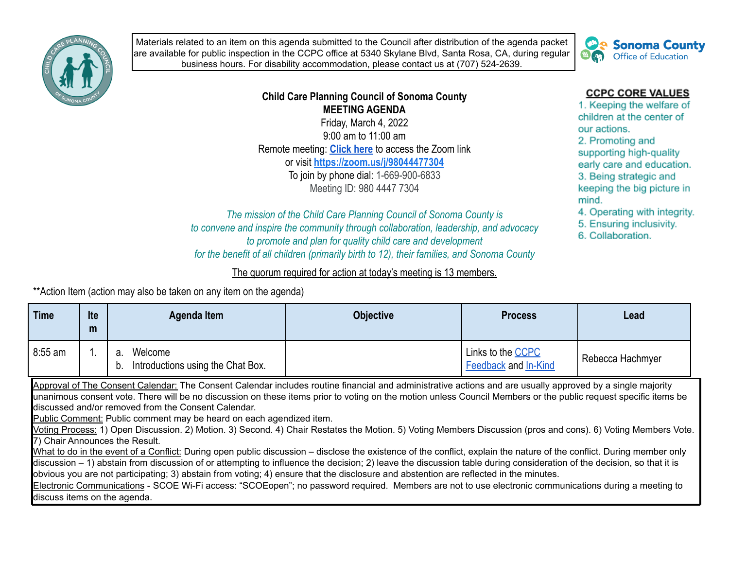Materials related to an item on this agenda submitted to the Council after distribution of the agenda packet are available for public inspection in the CCPC office at 5340 Skylane Blvd, Santa Rosa, CA, during regular business hours. For disability accommodation, please contact us at (707) 524-2639.

Sonoma County Office of Education

# Child Care Planning Council of Sonoma County

## MEETING AGENDA

Friday, March 4, 2022
9:00 am to 11:00 am
Remote meeting: **Click here** to access the Zoom link
or visit **https://zoom.us/j/98044477304**
To join by phone dial: 1-669-900-6833
Meeting ID: 980 4447 7304

*The mission of the Child Care Planning Council of Sonoma County is to convene and inspire the community through collaboration, leadership, and advocacy to promote and plan for quality child care and development for the benefit of all children (primarily birth to 12), their families, and Sonoma County*

**CCPC CORE VALUES**

1. Keeping the welfare of children at the center of our actions.
2. Promoting and supporting high-quality early care and education.
3. Being strategic and keeping the big picture in mind.
4. Operating with integrity.
5. Ensuring inclusivity.
6. Collaboration.

The quorum required for action at today's meeting is 13 members.

**Action Item (action may also be taken on any item on the agenda)

| Time | Item | Agenda Item | Objective | Process | Lead |
|---|---|---|---|---|---|
| 8:55 am | 1. | a. Welcome<br>b. Introductions using the Chat Box. | | Links to the CCPC Feedback and In-Kind | Rebecca Hachmyer |

Approval of The Consent Calendar: The Consent Calendar includes routine financial and administrative actions and are usually approved by a single majority unanimous consent vote. There will be no discussion on these items prior to voting on the motion unless Council Members or the public request specific items be discussed and/or removed from the Consent Calendar.
Public Comment: Public comment may be heard on each agendized item.
Voting Process: 1) Open Discussion. 2) Motion. 3) Second. 4) Chair Restates the Motion. 5) Voting Members Discussion (pros and cons). 6) Voting Members Vote. 7) Chair Announces the Result.
What to do in the event of a Conflict: During open public discussion – disclose the existence of the conflict, explain the nature of the conflict. During member only discussion – 1) abstain from discussion of or attempting to influence the decision; 2) leave the discussion table during consideration of the decision, so that it is obvious you are not participating; 3) abstain from voting; 4) ensure that the disclosure and abstention are reflected in the minutes.
Electronic Communications - SCOE Wi-Fi access: "SCOEopen"; no password required. Members are not to use electronic communications during a meeting to discuss items on the agenda.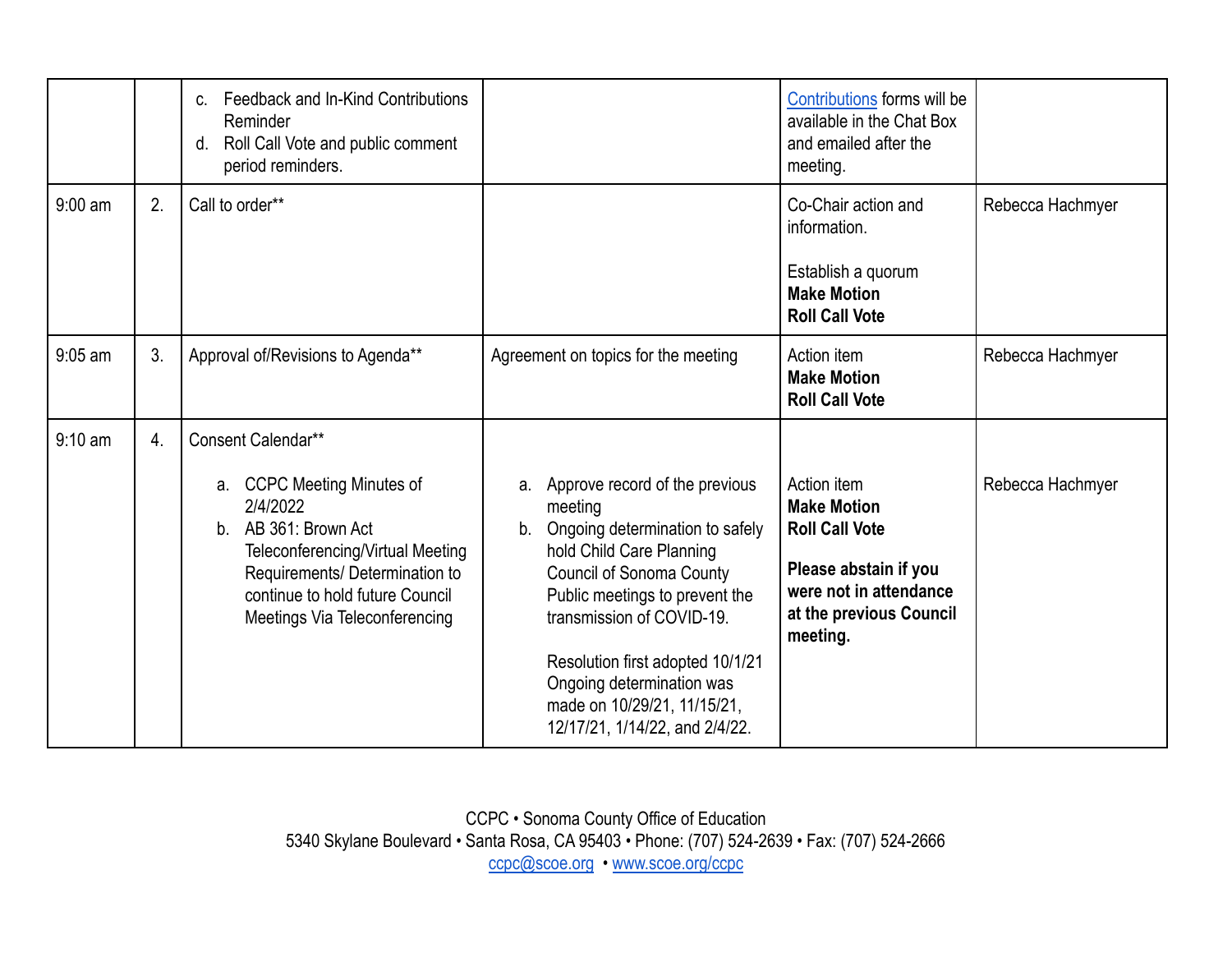| | | | | | |
|---|---|---|---|---|---|
| | | c. Feedback and In-Kind Contributions Reminder<br>d. Roll Call Vote and public comment period reminders. | | Contributions forms will be available in the Chat Box and emailed after the meeting. | |
| 9:00 am | 2. | Call to order** | | Co-Chair action and information.<br><br>Establish a quorum<br>**Make Motion**<br>**Roll Call Vote** | Rebecca Hachmyer |
| 9:05 am | 3. | Approval of/Revisions to Agenda** | Agreement on topics for the meeting | Action item<br>**Make Motion**<br>**Roll Call Vote** | Rebecca Hachmyer |
| 9:10 am | 4. | Consent Calendar**<br><br>a. CCPC Meeting Minutes of 2/4/2022<br>b. AB 361: Brown Act Teleconferencing/Virtual Meeting Requirements/ Determination to continue to hold future Council Meetings Via Teleconferencing | a. Approve record of the previous meeting<br>b. Ongoing determination to safely hold Child Care Planning Council of Sonoma County Public meetings to prevent the transmission of COVID-19.<br><br>Resolution first adopted 10/1/21 Ongoing determination was made on 10/29/21, 11/15/21, 12/17/21, 1/14/22, and 2/4/22. | Action item<br>**Make Motion**<br>**Roll Call Vote**<br><br>**Please abstain if you were not in attendance at the previous Council meeting.** | Rebecca Hachmyer |

CCPC • Sonoma County Office of Education
5340 Skylane Boulevard • Santa Rosa, CA 95403 • Phone: (707) 524-2639 • Fax: (707) 524-2666
ccpc@scoe.org • www.scoe.org/ccpc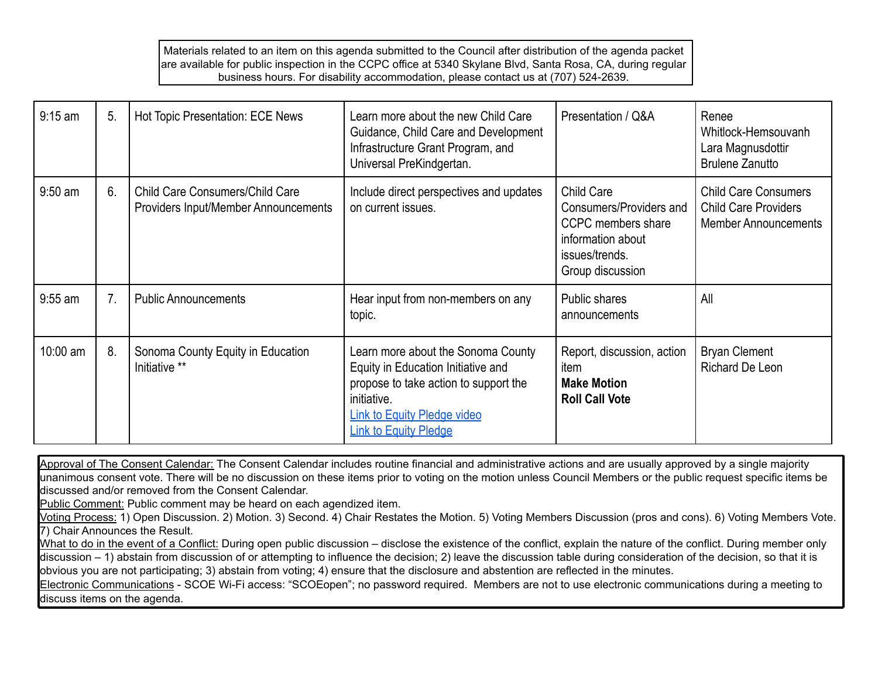Materials related to an item on this agenda submitted to the Council after distribution of the agenda packet are available for public inspection in the CCPC office at 5340 Skylane Blvd, Santa Rosa, CA, during regular business hours. For disability accommodation, please contact us at (707) 524-2639.

| | | | | | |
|---|---|---|---|---|---|
| 9:15 am | 5. | Hot Topic Presentation: ECE News | Learn more about the new Child Care Guidance, Child Care and Development Infrastructure Grant Program, and Universal PreKindgertan. | Presentation / Q&A | Renee Whitlock-Hemsouvanh<br>Lara Magnusdottir<br>Brulene Zanutto |
| 9:50 am | 6. | Child Care Consumers/Child Care Providers Input/Member Announcements | Include direct perspectives and updates on current issues. | Child Care Consumers/Providers and CCPC members share information about issues/trends.<br>Group discussion | Child Care Consumers<br>Child Care Providers<br>Member Announcements |
| 9:55 am | 7. | Public Announcements | Hear input from non-members on any topic. | Public shares announcements | All |
| 10:00 am | 8. | Sonoma County Equity in Education Initiative ** | Learn more about the Sonoma County Equity in Education Initiative and propose to take action to support the initiative.<br>Link to Equity Pledge video<br>Link to Equity Pledge | Report, discussion, action item<br>**Make Motion**<br>**Roll Call Vote** | Bryan Clement<br>Richard De Leon |

Approval of The Consent Calendar: The Consent Calendar includes routine financial and administrative actions and are usually approved by a single majority unanimous consent vote. There will be no discussion on these items prior to voting on the motion unless Council Members or the public request specific items be discussed and/or removed from the Consent Calendar.

Public Comment: Public comment may be heard on each agendized item.

Voting Process: 1) Open Discussion. 2) Motion. 3) Second. 4) Chair Restates the Motion. 5) Voting Members Discussion (pros and cons). 6) Voting Members Vote. 7) Chair Announces the Result.

What to do in the event of a Conflict: During open public discussion – disclose the existence of the conflict, explain the nature of the conflict. During member only discussion – 1) abstain from discussion of or attempting to influence the decision; 2) leave the discussion table during consideration of the decision, so that it is obvious you are not participating; 3) abstain from voting; 4) ensure that the disclosure and abstention are reflected in the minutes.

Electronic Communications - SCOE Wi-Fi access: "SCOEopen"; no password required. Members are not to use electronic communications during a meeting to discuss items on the agenda.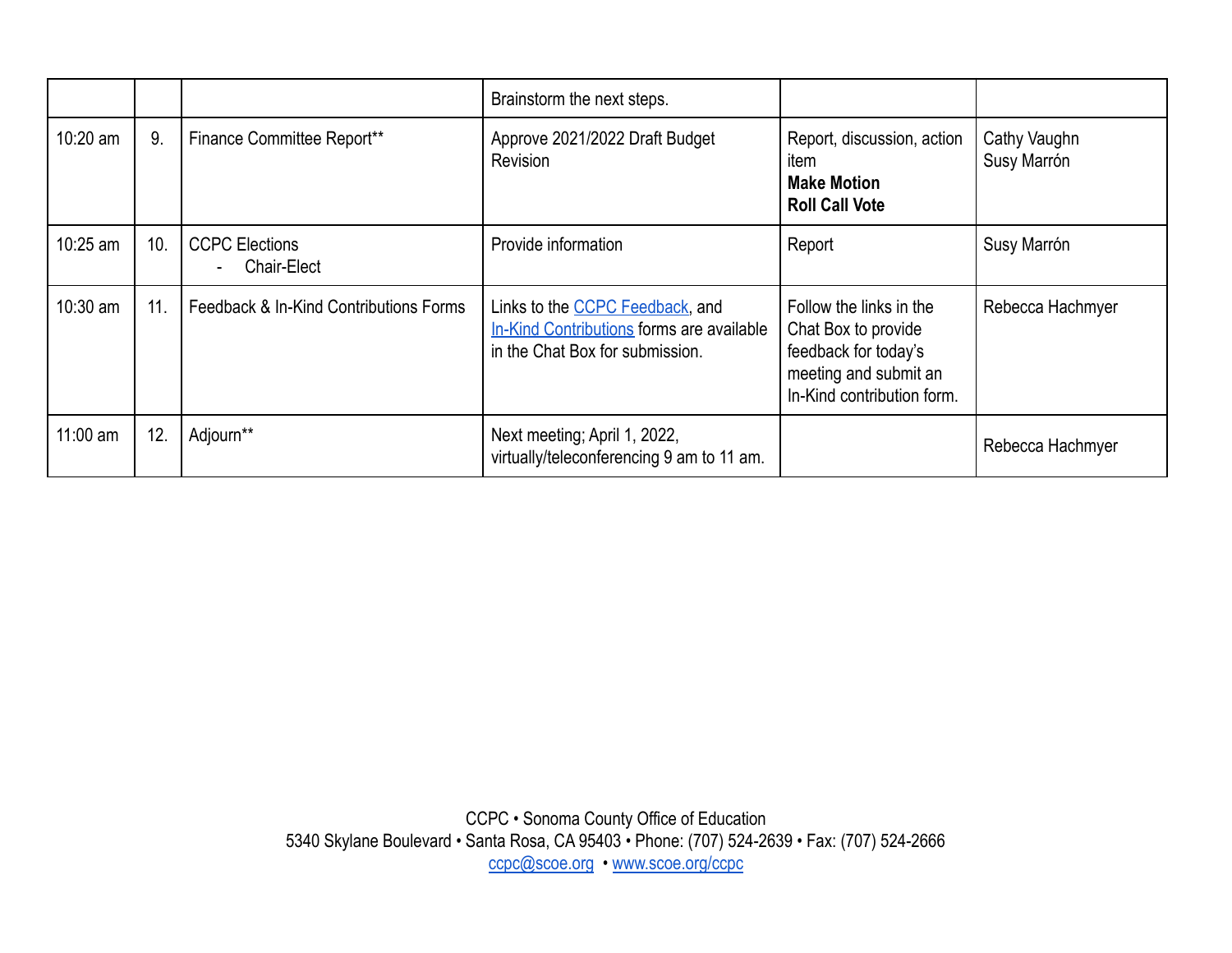| | | | | | |
|---|---|---|---|---|---|
| | | | Brainstorm the next steps. | | |
| 10:20 am | 9. | Finance Committee Report** | Approve 2021/2022 Draft Budget Revision | Report, discussion, action item<br>**Make Motion**<br>**Roll Call Vote** | Cathy Vaughn<br>Susy Marrón |
| 10:25 am | 10. | CCPC Elections<br>- Chair-Elect | Provide information | Report | Susy Marrón |
| 10:30 am | 11. | Feedback & In-Kind Contributions Forms | Links to the CCPC Feedback, and In-Kind Contributions forms are available in the Chat Box for submission. | Follow the links in the Chat Box to provide feedback for today's meeting and submit an In-Kind contribution form. | Rebecca Hachmyer |
| 11:00 am | 12. | Adjourn** | Next meeting; April 1, 2022, virtually/teleconferencing 9 am to 11 am. | | Rebecca Hachmyer |

CCPC • Sonoma County Office of Education
5340 Skylane Boulevard • Santa Rosa, CA 95403 • Phone: (707) 524-2639 • Fax: (707) 524-2666
ccpc@scoe.org • www.scoe.org/ccpc